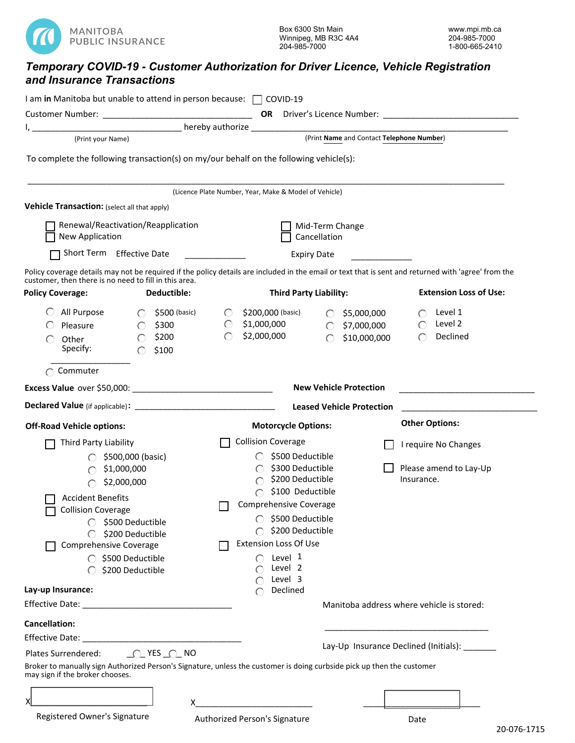MANITOBA PUBLIC INSURANCE

Box 6300 Stn Main
Winnipeg, MB R3C 4A4
204-985-7000

www.mpi.mb.ca
204-985-7000
1-800-665-2410

# *Temporary COVID-19 - Customer Authorization for Driver Licence, Vehicle Registration and Insurance Transactions*

I am **in** Manitoba but unable to attend in person because: ☐ COVID-19

Customer Number: ______________________________ **OR** Driver's Licence Number: ____________________________

I, ______________________________ hereby authorize ______________________________________________

(Print your Name) (Print **Name** and Contact **Telephone Number**)

To complete the following transaction(s) on my/our behalf on the following vehicle(s):

______________________________________________________________________________________________

(Licence Plate Number, Year, Make & Model of Vehicle)

**Vehicle Transaction:** (select all that apply)

☐ Renewal/Reactivation/Reapplication
☐ New Application
☐ Mid-Term Change
☐ Cancellation
☐ Short Term Effective Date ____________ Expiry Date ____________

Policy coverage details may not be required if the policy details are included in the email or text that is sent and returned with 'agree' from the customer, then there is no need to fill in this area.

**Policy Coverage:**
- ◯ All Purpose
- ◯ Pleasure
- ◯ Other Specify: ______________
- ◯ Commuter

**Deductible:**
- ◯ $500 (basic)
- ◯ $300
- ◯ $200
- ◯ $100

**Third Party Liability:**
- ◯ $200,000 (basic)
- ◯ $1,000,000
- ◯ $2,000,000
- ◯ $5,000,000
- ◯ $7,000,000
- ◯ $10,000,000

**Extension Loss of Use:**
- ◯ Level 1
- ◯ Level 2
- ◯ Declined

**Excess Value** over $50,000: ____________________________

**New Vehicle Protection** ____________________________

**Declared Value** (if applicable)**:** ____________________________

**Leased Vehicle Protection** ____________________________

**Off-Road Vehicle options:**

☐ Third Party Liability
- ◯ $500,000 (basic)
- ◯ $1,000,000
- ◯ $2,000,000

☐ Accident Benefits

☐ Collision Coverage
- ◯ $500 Deductible
- ◯ $200 Deductible

☐ Comprehensive Coverage
- ◯ $500 Deductible
- ◯ $200 Deductible

**Motorcycle Options:**

☐ Collision Coverage
- ◯ $500 Deductible
- ◯ $300 Deductible
- ◯ $200 Deductible
- ◯ $100 Deductible

☐ Comprehensive Coverage
- ◯ $500 Deductible
- ◯ $200 Deductible

☐ Extension Loss Of Use
- ◯ Level 1
- ◯ Level 2
- ◯ Level 3
- ◯ Declined

**Other Options:**

☐ I require No Changes

☐ Please amend to Lay-Up Insurance.

**Lay-up Insurance:**

Effective Date: ______________________________

Manitoba address where vehicle is stored: ______________________________

**Cancellation:**

Effective Date: ______________________________

Plates Surrendered: ◯ YES ◯ NO

Lay-Up Insurance Declined (Initials): _______

Broker to manually sign Authorized Person's Signature, unless the customer is doing curbside pick up then the customer may sign if the broker chooses.

X______________________ Registered Owner's Signature

X______________________ Authorized Person's Signature

______________________ Date

20-076-1715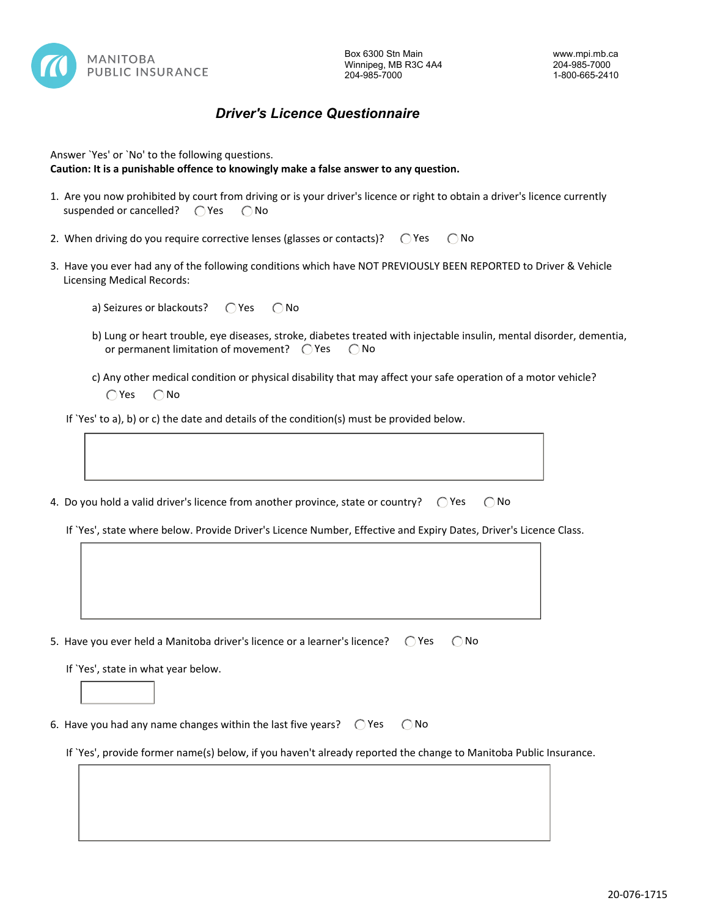MANITOBA PUBLIC INSURANCE

Box 6300 Stn Main
Winnipeg, MB R3C 4A4
204-985-7000

www.mpi.mb.ca
204-985-7000
1-800-665-2410

# *Driver's Licence Questionnaire*

Answer `Yes' or `No' to the following questions.
**Caution: It is a punishable offence to knowingly make a false answer to any question.**

1. Are you now prohibited by court from driving or is your driver's licence or right to obtain a driver's licence currently suspended or cancelled? ◯ Yes ◯ No

2. When driving do you require corrective lenses (glasses or contacts)? ◯ Yes ◯ No

3. Have you ever had any of the following conditions which have NOT PREVIOUSLY BEEN REPORTED to Driver & Vehicle Licensing Medical Records:

   a) Seizures or blackouts? ◯ Yes ◯ No

   b) Lung or heart trouble, eye diseases, stroke, diabetes treated with injectable insulin, mental disorder, dementia, or permanent limitation of movement? ◯ Yes ◯ No

   c) Any other medical condition or physical disability that may affect your safe operation of a motor vehicle? ◯ Yes ◯ No

   If `Yes' to a), b) or c) the date and details of the condition(s) must be provided below.

4. Do you hold a valid driver's licence from another province, state or country? ◯ Yes ◯ No

   If `Yes', state where below. Provide Driver's Licence Number, Effective and Expiry Dates, Driver's Licence Class.

5. Have you ever held a Manitoba driver's licence or a learner's licence? ◯ Yes ◯ No

   If `Yes', state in what year below.

6. Have you had any name changes within the last five years? ◯ Yes ◯ No

   If `Yes', provide former name(s) below, if you haven't already reported the change to Manitoba Public Insurance.

20-076-1715